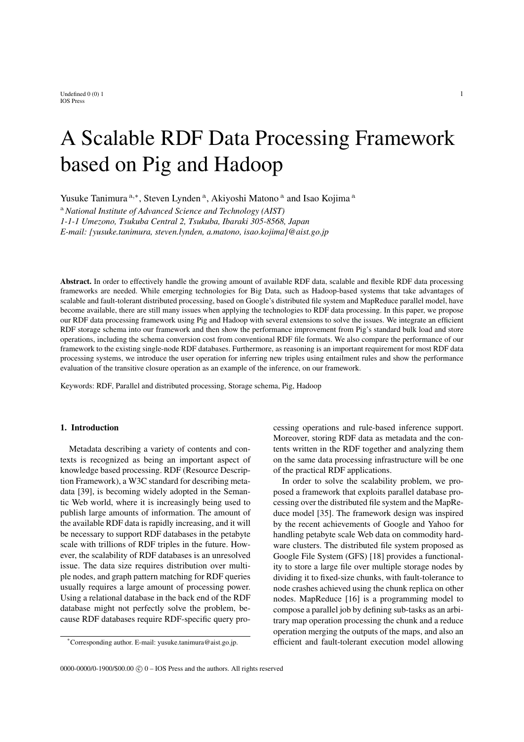# A Scalable RDF Data Processing Framework based on Pig and Hadoop

Yusuke Tanimura [a,*], Steven Lynden [a], Akiyoshi Matono [a] and Isao Kojima [a]

[a] *National Institute of Advanced Science and Technology (AIST)*
*1-1-1 Umezono, Tsukuba Central 2, Tsukuba, Ibaraki 305-8568, Japan*
*E-mail: {yusuke.tanimura, steven.lynden, a.matono, isao.kojima}@aist.go.jp*

**Abstract.** In order to effectively handle the growing amount of available RDF data, scalable and flexible RDF data processing frameworks are needed. While emerging technologies for Big Data, such as Hadoop-based systems that take advantages of scalable and fault-tolerant distributed processing, based on Google's distributed file system and MapReduce parallel model, have become available, there are still many issues when applying the technologies to RDF data processing. In this paper, we propose our RDF data processing framework using Pig and Hadoop with several extensions to solve the issues. We integrate an efficient RDF storage schema into our framework and then show the performance improvement from Pig's standard bulk load and store operations, including the schema conversion cost from conventional RDF file formats. We also compare the performance of our framework to the existing single-node RDF databases. Furthermore, as reasoning is an important requirement for most RDF data processing systems, we introduce the user operation for inferring new triples using entailment rules and show the performance evaluation of the transitive closure operation as an example of the inference, on our framework.

Keywords: RDF, Parallel and distributed processing, Storage schema, Pig, Hadoop

## 1. Introduction

Metadata describing a variety of contents and contexts is recognized as being an important aspect of knowledge based processing. RDF (Resource Description Framework), a W3C standard for describing metadata [39], is becoming widely adopted in the Semantic Web world, where it is increasingly being used to publish large amounts of information. The amount of the available RDF data is rapidly increasing, and it will be necessary to support RDF databases in the petabyte scale with trillions of RDF triples in the future. However, the scalability of RDF databases is an unresolved issue. The data size requires distribution over multiple nodes, and graph pattern matching for RDF queries usually requires a large amount of processing power. Using a relational database in the back end of the RDF database might not perfectly solve the problem, because RDF databases require RDF-specific query processing operations and rule-based inference support. Moreover, storing RDF data as metadata and the contents written in the RDF together and analyzing them on the same data processing infrastructure will be one of the practical RDF applications.

In order to solve the scalability problem, we proposed a framework that exploits parallel database processing over the distributed file system and the MapReduce model [35]. The framework design was inspired by the recent achievements of Google and Yahoo for handling petabyte scale Web data on commodity hardware clusters. The distributed file system proposed as Google File System (GFS) [18] provides a functionality to store a large file over multiple storage nodes by dividing it to fixed-size chunks, with fault-tolerance to node crashes achieved using the chunk replica on other nodes. MapReduce [16] is a programming model to compose a parallel job by defining sub-tasks as an arbitrary map operation processing the chunk and a reduce operation merging the outputs of the maps, and also an efficient and fault-tolerant execution model allowing

*Corresponding author. E-mail: yusuke.tanimura@aist.go.jp.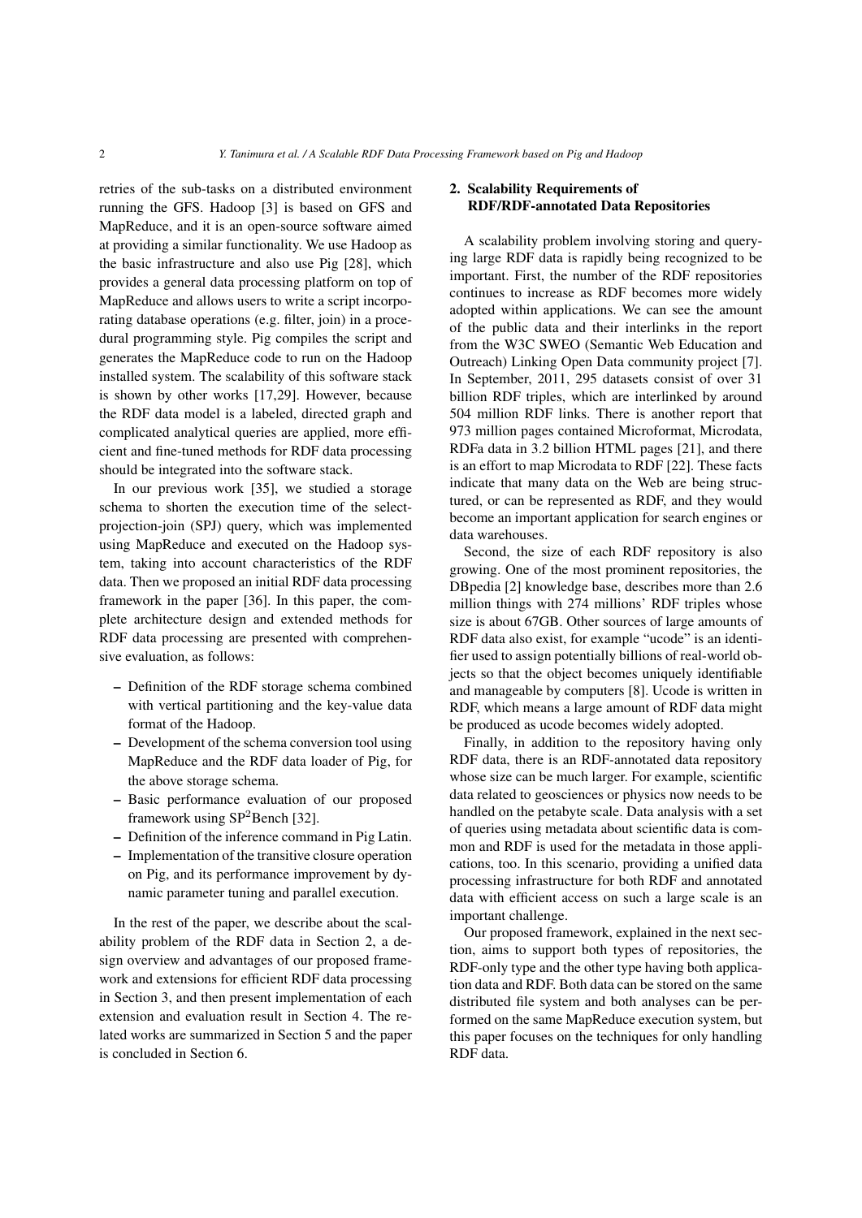retries of the sub-tasks on a distributed environment running the GFS. Hadoop [3] is based on GFS and MapReduce, and it is an open-source software aimed at providing a similar functionality. We use Hadoop as the basic infrastructure and also use Pig [28], which provides a general data processing platform on top of MapReduce and allows users to write a script incorporating database operations (e.g. filter, join) in a procedural programming style. Pig compiles the script and generates the MapReduce code to run on the Hadoop installed system. The scalability of this software stack is shown by other works [17,29]. However, because the RDF data model is a labeled, directed graph and complicated analytical queries are applied, more efficient and fine-tuned methods for RDF data processing should be integrated into the software stack.

In our previous work [35], we studied a storage schema to shorten the execution time of the select-projection-join (SPJ) query, which was implemented using MapReduce and executed on the Hadoop system, taking into account characteristics of the RDF data. Then we proposed an initial RDF data processing framework in the paper [36]. In this paper, the complete architecture design and extended methods for RDF data processing are presented with comprehensive evaluation, as follows:

- Definition of the RDF storage schema combined with vertical partitioning and the key-value data format of the Hadoop.
- Development of the schema conversion tool using MapReduce and the RDF data loader of Pig, for the above storage schema.
- Basic performance evaluation of our proposed framework using $SP^2$Bench [32].
- Definition of the inference command in Pig Latin.
- Implementation of the transitive closure operation on Pig, and its performance improvement by dynamic parameter tuning and parallel execution.

In the rest of the paper, we describe about the scalability problem of the RDF data in Section 2, a design overview and advantages of our proposed framework and extensions for efficient RDF data processing in Section 3, and then present implementation of each extension and evaluation result in Section 4. The related works are summarized in Section 5 and the paper is concluded in Section 6.

## 2. Scalability Requirements of RDF/RDF-annotated Data Repositories

A scalability problem involving storing and querying large RDF data is rapidly being recognized to be important. First, the number of the RDF repositories continues to increase as RDF becomes more widely adopted within applications. We can see the amount of the public data and their interlinks in the report from the W3C SWEO (Semantic Web Education and Outreach) Linking Open Data community project [7]. In September, 2011, 295 datasets consist of over 31 billion RDF triples, which are interlinked by around 504 million RDF links. There is another report that 973 million pages contained Microformat, Microdata, RDFa data in 3.2 billion HTML pages [21], and there is an effort to map Microdata to RDF [22]. These facts indicate that many data on the Web are being structured, or can be represented as RDF, and they would become an important application for search engines or data warehouses.

Second, the size of each RDF repository is also growing. One of the most prominent repositories, the DBpedia [2] knowledge base, describes more than 2.6 million things with 274 millions' RDF triples whose size is about 67GB. Other sources of large amounts of RDF data also exist, for example "ucode" is an identifier used to assign potentially billions of real-world objects so that the object becomes uniquely identifiable and manageable by computers [8]. Ucode is written in RDF, which means a large amount of RDF data might be produced as ucode becomes widely adopted.

Finally, in addition to the repository having only RDF data, there is an RDF-annotated data repository whose size can be much larger. For example, scientific data related to geosciences or physics now needs to be handled on the petabyte scale. Data analysis with a set of queries using metadata about scientific data is common and RDF is used for the metadata in those applications, too. In this scenario, providing a unified data processing infrastructure for both RDF and annotated data with efficient access on such a large scale is an important challenge.

Our proposed framework, explained in the next section, aims to support both types of repositories, the RDF-only type and the other type having both application data and RDF. Both data can be stored on the same distributed file system and both analyses can be performed on the same MapReduce execution system, but this paper focuses on the techniques for only handling RDF data.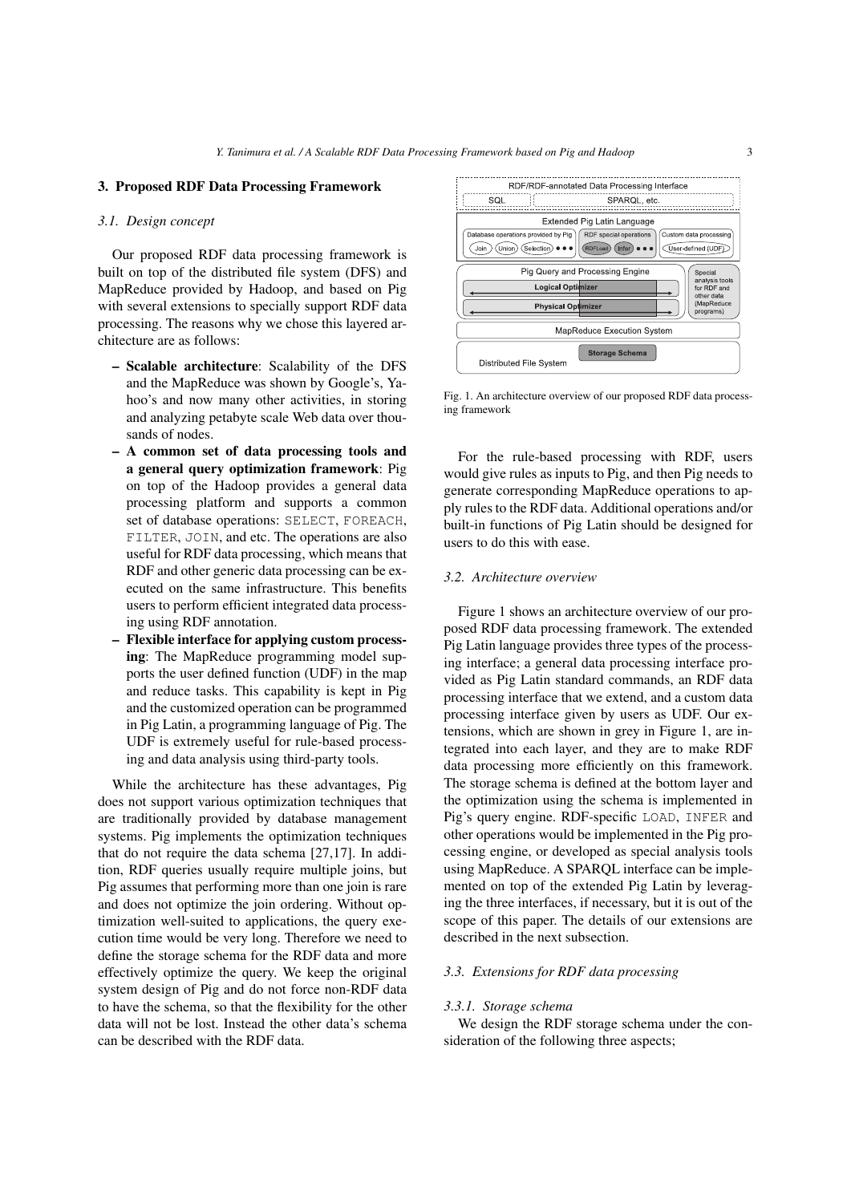## 3. Proposed RDF Data Processing Framework

### 3.1. Design concept

Our proposed RDF data processing framework is built on top of the distributed file system (DFS) and MapReduce provided by Hadoop, and based on Pig with several extensions to specially support RDF data processing. The reasons why we chose this layered architecture are as follows:

- **Scalable architecture**: Scalability of the DFS and the MapReduce was shown by Google's, Yahoo's and now many other activities, in storing and analyzing petabyte scale Web data over thousands of nodes.
- **A common set of data processing tools and a general query optimization framework**: Pig on top of the Hadoop provides a general data processing platform and supports a common set of database operations: `SELECT`, `FOREACH`, `FILTER`, `JOIN`, and etc. The operations are also useful for RDF data processing, which means that RDF and other generic data processing can be executed on the same infrastructure. This benefits users to perform efficient integrated data processing using RDF annotation.
- **Flexible interface for applying custom processing**: The MapReduce programming model supports the user defined function (UDF) in the map and reduce tasks. This capability is kept in Pig and the customized operation can be programmed in Pig Latin, a programming language of Pig. The UDF is extremely useful for rule-based processing and data analysis using third-party tools.

While the architecture has these advantages, Pig does not support various optimization techniques that are traditionally provided by database management systems. Pig implements the optimization techniques that do not require the data schema [27,17]. In addition, RDF queries usually require multiple joins, but Pig assumes that performing more than one join is rare and does not optimize the join ordering. Without optimization well-suited to applications, the query execution time would be very long. Therefore we need to define the storage schema for the RDF data and more effectively optimize the query. We keep the original system design of Pig and do not force non-RDF data to have the schema, so that the flexibility for the other data will not be lost. Instead the other data's schema can be described with the RDF data.

Fig. 1. An architecture overview of our proposed RDF data processing framework

For the rule-based processing with RDF, users would give rules as inputs to Pig, and then Pig needs to generate corresponding MapReduce operations to apply rules to the RDF data. Additional operations and/or built-in functions of Pig Latin should be designed for users to do this with ease.

### 3.2. Architecture overview

Figure 1 shows an architecture overview of our proposed RDF data processing framework. The extended Pig Latin language provides three types of the processing interface; a general data processing interface provided as Pig Latin standard commands, an RDF data processing interface that we extend, and a custom data processing interface given by users as UDF. Our extensions, which are shown in grey in Figure 1, are integrated into each layer, and they are to make RDF data processing more efficiently on this framework. The storage schema is defined at the bottom layer and the optimization using the schema is implemented in Pig's query engine. RDF-specific `LOAD`, `INFER` and other operations would be implemented in the Pig processing engine, or developed as special analysis tools using MapReduce. A SPARQL interface can be implemented on top of the extended Pig Latin by leveraging the three interfaces, if necessary, but it is out of the scope of this paper. The details of our extensions are described in the next subsection.

### 3.3. Extensions for RDF data processing

#### 3.3.1. Storage schema

We design the RDF storage schema under the consideration of the following three aspects;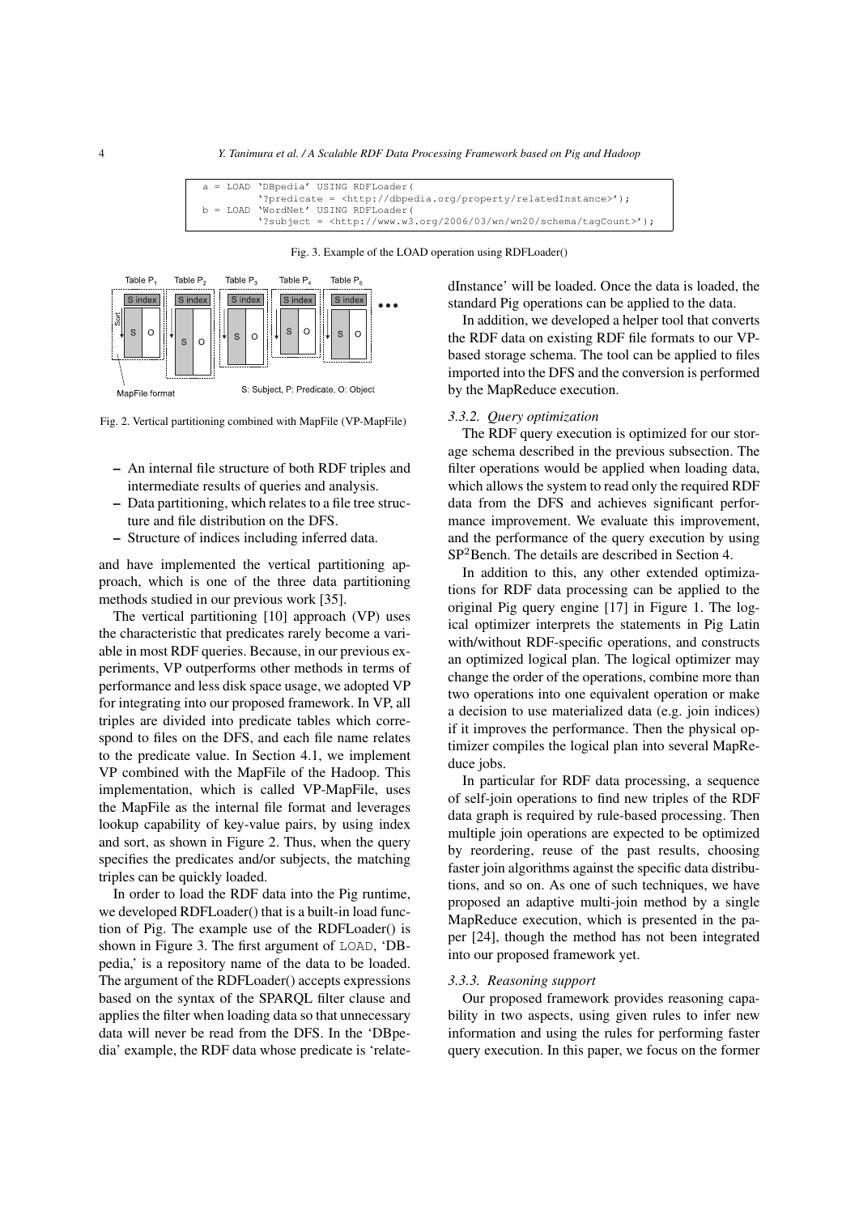```
a = LOAD 'DBpedia' USING RDFLoader(
        '?predicate = <http://dbpedia.org/property/relatedInstance>');
b = LOAD 'WordNet' USING RDFLoader(
        '?subject = <http://www.w3.org/2006/03/wn/wn20/schema/tagCount>');
```

Fig. 3. Example of the LOAD operation using RDFLoader()

Fig. 2. Vertical partitioning combined with MapFile (VP-MapFile)

- An internal file structure of both RDF triples and intermediate results of queries and analysis.
- Data partitioning, which relates to a file tree structure and file distribution on the DFS.
- Structure of indices including inferred data.

and have implemented the vertical partitioning approach, which is one of the three data partitioning methods studied in our previous work [35].

The vertical partitioning [10] approach (VP) uses the characteristic that predicates rarely become a variable in most RDF queries. Because, in our previous experiments, VP outperforms other methods in terms of performance and less disk space usage, we adopted VP for integrating into our proposed framework. In VP, all triples are divided into predicate tables which correspond to files on the DFS, and each file name relates to the predicate value. In Section 4.1, we implement VP combined with the MapFile of the Hadoop. This implementation, which is called VP-MapFile, uses the MapFile as the internal file format and leverages lookup capability of key-value pairs, by using index and sort, as shown in Figure 2. Thus, when the query specifies the predicates and/or subjects, the matching triples can be quickly loaded.

In order to load the RDF data into the Pig runtime, we developed RDFLoader() that is a built-in load function of Pig. The example use of the RDFLoader() is shown in Figure 3. The first argument of LOAD, 'DBpedia,' is a repository name of the data to be loaded. The argument of the RDFLoader() accepts expressions based on the syntax of the SPARQL filter clause and applies the filter when loading data so that unnecessary data will never be read from the DFS. In the 'DBpedia' example, the RDF data whose predicate is 'relatedInstance' will be loaded. Once the data is loaded, the standard Pig operations can be applied to the data.

In addition, we developed a helper tool that converts the RDF data on existing RDF file formats to our VP-based storage schema. The tool can be applied to files imported into the DFS and the conversion is performed by the MapReduce execution.

#### 3.3.2. Query optimization

The RDF query execution is optimized for our storage schema described in the previous subsection. The filter operations would be applied when loading data, which allows the system to read only the required RDF data from the DFS and achieves significant performance improvement. We evaluate this improvement, and the performance of the query execution by using $SP^2$Bench. The details are described in Section 4.

In addition to this, any other extended optimizations for RDF data processing can be applied to the original Pig query engine [17] in Figure 1. The logical optimizer interprets the statements in Pig Latin with/without RDF-specific operations, and constructs an optimized logical plan. The logical optimizer may change the order of the operations, combine more than two operations into one equivalent operation or make a decision to use materialized data (e.g. join indices) if it improves the performance. Then the physical optimizer compiles the logical plan into several MapReduce jobs.

In particular for RDF data processing, a sequence of self-join operations to find new triples of the RDF data graph is required by rule-based processing. Then multiple join operations are expected to be optimized by reordering, reuse of the past results, choosing faster join algorithms against the specific data distributions, and so on. As one of such techniques, we have proposed an adaptive multi-join method by a single MapReduce execution, which is presented in the paper [24], though the method has not been integrated into our proposed framework yet.

#### 3.3.3. Reasoning support

Our proposed framework provides reasoning capability in two aspects, using given rules to infer new information and using the rules for performing faster query execution. In this paper, we focus on the former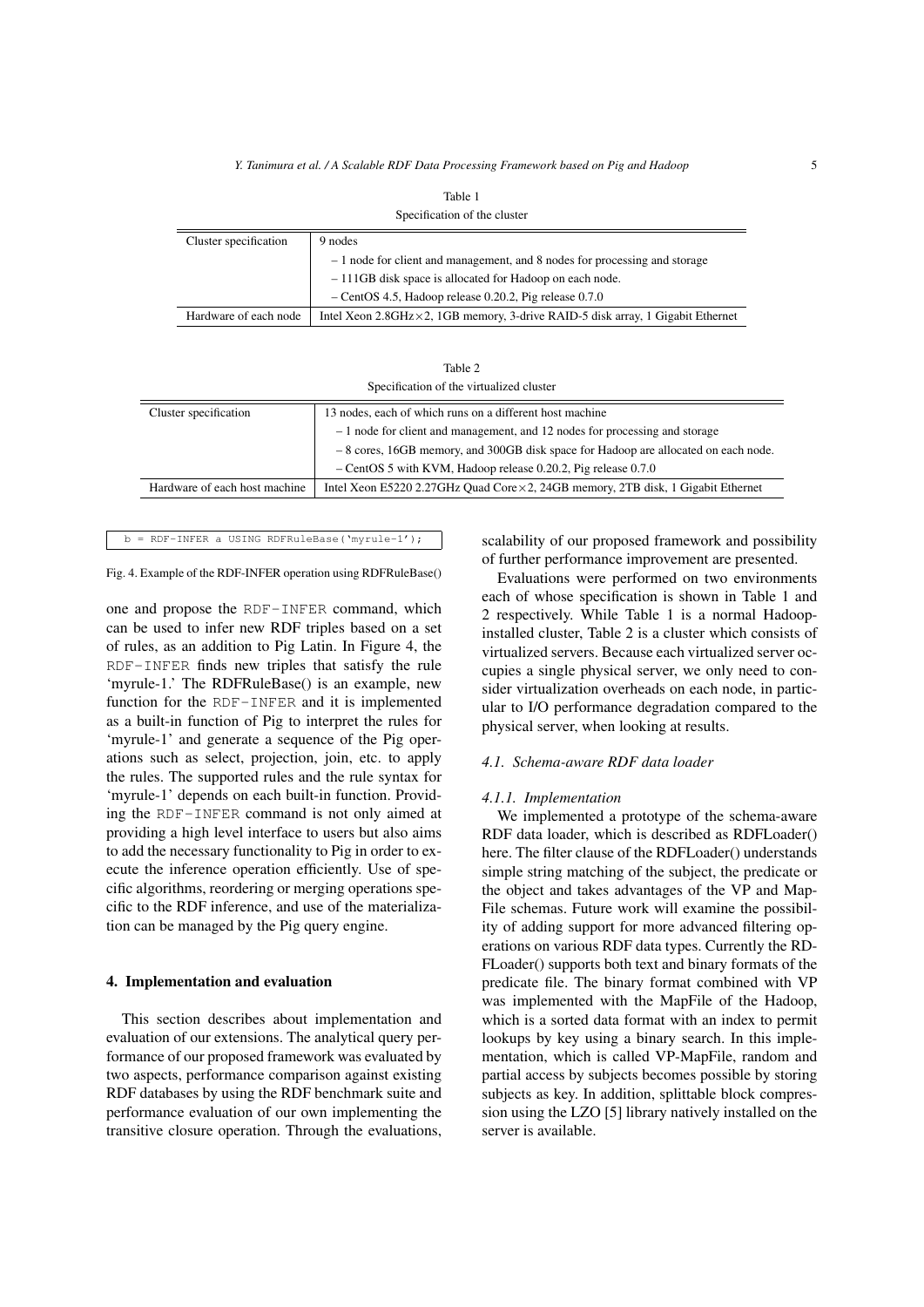Table 1

Specification of the cluster

| Cluster specification | 9 nodes |
|---|---|
| | – 1 node for client and management, and 8 nodes for processing and storage |
| | – 111GB disk space is allocated for Hadoop on each node. |
| | – CentOS 4.5, Hadoop release 0.20.2, Pig release 0.7.0 |
| Hardware of each node | Intel Xeon 2.8GHz×2, 1GB memory, 3-drive RAID-5 disk array, 1 Gigabit Ethernet |

Table 2

Specification of the virtualized cluster

| Cluster specification | 13 nodes, each of which runs on a different host machine |
|---|---|
| | – 1 node for client and management, and 12 nodes for processing and storage |
| | – 8 cores, 16GB memory, and 300GB disk space for Hadoop are allocated on each node. |
| | – CentOS 5 with KVM, Hadoop release 0.20.2, Pig release 0.7.0 |
| Hardware of each host machine | Intel Xeon E5220 2.27GHz Quad Core×2, 24GB memory, 2TB disk, 1 Gigabit Ethernet |

```
b = RDF-INFER a USING RDFRuleBase('myrule-1');
```

Fig. 4. Example of the RDF-INFER operation using RDFRuleBase()

one and propose the `RDF-INFER` command, which can be used to infer new RDF triples based on a set of rules, as an addition to Pig Latin. In Figure 4, the `RDF-INFER` finds new triples that satisfy the rule 'myrule-1.' The RDFRuleBase() is an example, new function for the `RDF-INFER` and it is implemented as a built-in function of Pig to interpret the rules for 'myrule-1' and generate a sequence of the Pig operations such as select, projection, join, etc. to apply the rules. The supported rules and the rule syntax for 'myrule-1' depends on each built-in function. Providing the `RDF-INFER` command is not only aimed at providing a high level interface to users but also aims to add the necessary functionality to Pig in order to execute the inference operation efficiently. Use of specific algorithms, reordering or merging operations specific to the RDF inference, and use of the materialization can be managed by the Pig query engine.

## 4. Implementation and evaluation

This section describes about implementation and evaluation of our extensions. The analytical query performance of our proposed framework was evaluated by two aspects, performance comparison against existing RDF databases by using the RDF benchmark suite and performance evaluation of our own implementing the transitive closure operation. Through the evaluations, scalability of our proposed framework and possibility of further performance improvement are presented.

Evaluations were performed on two environments each of whose specification is shown in Table 1 and 2 respectively. While Table 1 is a normal Hadoop-installed cluster, Table 2 is a cluster which consists of virtualized servers. Because each virtualized server occupies a single physical server, we only need to consider virtualization overheads on each node, in particular to I/O performance degradation compared to the physical server, when looking at results.

### *4.1. Schema-aware RDF data loader*

#### *4.1.1. Implementation*

We implemented a prototype of the schema-aware RDF data loader, which is described as RDFLoader() here. The filter clause of the RDFLoader() understands simple string matching of the subject, the predicate or the object and takes advantages of the VP and MapFile schemas. Future work will examine the possibility of adding support for more advanced filtering operations on various RDF data types. Currently the RDFLoader() supports both text and binary formats of the predicate file. The binary format combined with VP was implemented with the MapFile of the Hadoop, which is a sorted data format with an index to permit lookups by key using a binary search. In this implementation, which is called VP-MapFile, random and partial access by subjects becomes possible by storing subjects as key. In addition, splittable block compression using the LZO [5] library natively installed on the server is available.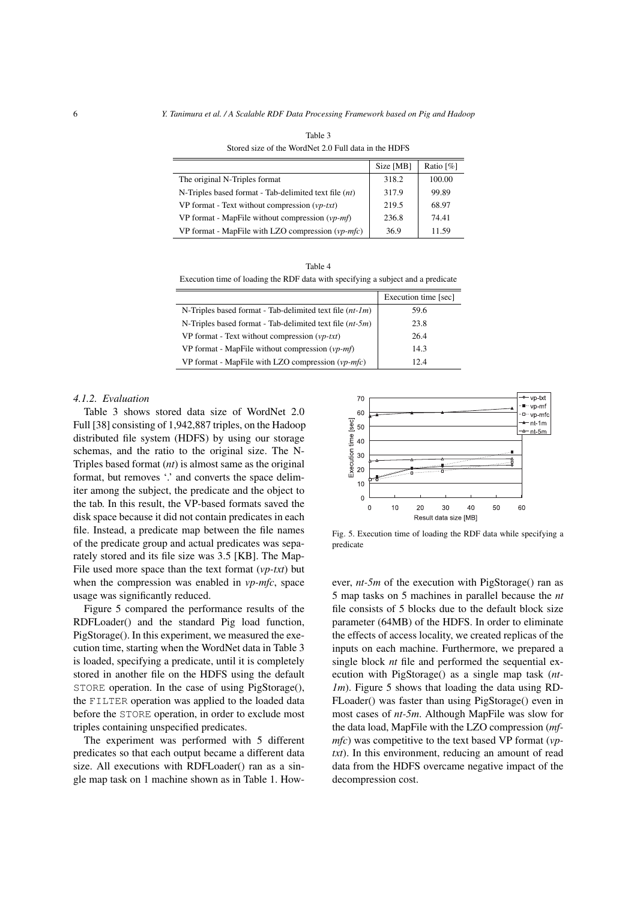Table 3

Stored size of the WordNet 2.0 Full data in the HDFS

| | Size [MB] | Ratio [%] |
|---|---|---|
| The original N-Triples format | 318.2 | 100.00 |
| N-Triples based format - Tab-delimited text file (*nt*) | 317.9 | 99.89 |
| VP format - Text without compression (*vp-txt*) | 219.5 | 68.97 |
| VP format - MapFile without compression (*vp-mf*) | 236.8 | 74.41 |
| VP format - MapFile with LZO compression (*vp-mfc*) | 36.9 | 11.59 |

Table 4

Execution time of loading the RDF data with specifying a subject and a predicate

| | Execution time [sec] |
|---|---|
| N-Triples based format - Tab-delimited text file (*nt-1m*) | 59.6 |
| N-Triples based format - Tab-delimited text file (*nt-5m*) | 23.8 |
| VP format - Text without compression (*vp-txt*) | 26.4 |
| VP format - MapFile without compression (*vp-mf*) | 14.3 |
| VP format - MapFile with LZO compression (*vp-mfc*) | 12.4 |

#### 4.1.2. Evaluation

Table 3 shows stored data size of WordNet 2.0 Full [38] consisting of 1,942,887 triples, on the Hadoop distributed file system (HDFS) by using our storage schemas, and the ratio to the original size. The N-Triples based format (*nt*) is almost same as the original format, but removes '.' and converts the space delimiter among the subject, the predicate and the object to the tab. In this result, the VP-based formats saved the disk space because it did not contain predicates in each file. Instead, a predicate map between the file names of the predicate group and actual predicates was separately stored and its file size was 3.5 [KB]. The MapFile used more space than the text format (*vp-txt*) but when the compression was enabled in *vp-mfc*, space usage was significantly reduced.

Figure 5 compared the performance results of the RDFLoader() and the standard Pig load function, PigStorage(). In this experiment, we measured the execution time, starting when the WordNet data in Table 3 is loaded, specifying a predicate, until it is completely stored in another file on the HDFS using the default STORE operation. In the case of using PigStorage(), the FILTER operation was applied to the loaded data before the STORE operation, in order to exclude most triples containing unspecified predicates.

The experiment was performed with 5 different predicates so that each output became a different data size. All executions with RDFLoader() ran as a single map task on 1 machine shown as in Table 1. However, *nt-5m* of the execution with PigStorage() ran as 5 map tasks on 5 machines in parallel because the *nt* file consists of 5 blocks due to the default block size parameter (64MB) of the HDFS. In order to eliminate the effects of access locality, we created replicas of the inputs on each machine. Furthermore, we prepared a single block *nt* file and performed the sequential execution with PigStorage() as a single map task (*nt-1m*). Figure 5 shows that loading the data using RDFLoader() was faster than using PigStorage() even in most cases of *nt-5m*. Although MapFile was slow for the data load, MapFile with the LZO compression (*mf-mfc*) was competitive to the text based VP format (*vp-txt*). In this environment, reducing an amount of read data from the HDFS overcame negative impact of the decompression cost.

Fig. 5. Execution time of loading the RDF data while specifying a predicate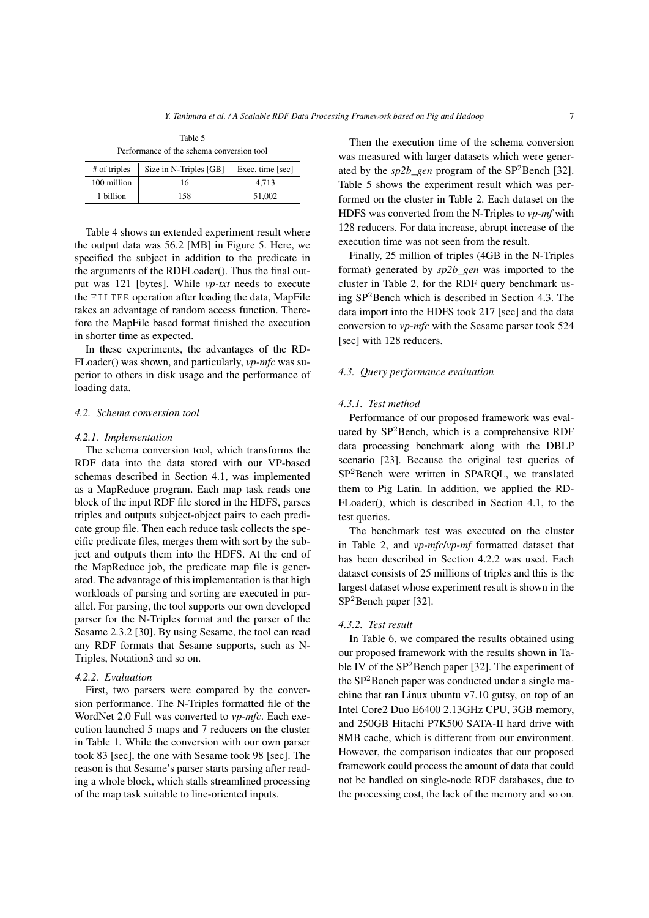Table 5

Performance of the schema conversion tool

| # of triples | Size in N-Triples [GB] | Exec. time [sec] |
|---|---|---|
| 100 million | 16 | 4,713 |
| 1 billion | 158 | 51,002 |

Table 4 shows an extended experiment result where the output data was 56.2 [MB] in Figure 5. Here, we specified the subject in addition to the predicate in the arguments of the RDFLoader(). Thus the final output was 121 [bytes]. While *vp-txt* needs to execute the `FILTER` operation after loading the data, MapFile takes an advantage of random access function. Therefore the MapFile based format finished the execution in shorter time as expected.

In these experiments, the advantages of the RDFLoader() was shown, and particularly, *vp-mfc* was superior to others in disk usage and the performance of loading data.

### 4.2. Schema conversion tool

#### 4.2.1. Implementation

The schema conversion tool, which transforms the RDF data into the data stored with our VP-based schemas described in Section 4.1, was implemented as a MapReduce program. Each map task reads one block of the input RDF file stored in the HDFS, parses triples and outputs subject-object pairs to each predicate group file. Then each reduce task collects the specific predicate files, merges them with sort by the subject and outputs them into the HDFS. At the end of the MapReduce job, the predicate map file is generated. The advantage of this implementation is that high workloads of parsing and sorting are executed in parallel. For parsing, the tool supports our own developed parser for the N-Triples format and the parser of the Sesame 2.3.2 [30]. By using Sesame, the tool can read any RDF formats that Sesame supports, such as N-Triples, Notation3 and so on.

#### 4.2.2. Evaluation

First, two parsers were compared by the conversion performance. The N-Triples formatted file of the WordNet 2.0 Full was converted to *vp-mfc*. Each execution launched 5 maps and 7 reducers on the cluster in Table 1. While the conversion with our own parser took 83 [sec], the one with Sesame took 98 [sec]. The reason is that Sesame's parser starts parsing after reading a whole block, which stalls streamlined processing of the map task suitable to line-oriented inputs.

Then the execution time of the schema conversion was measured with larger datasets which were generated by the *sp2b_gen* program of the SP$^2$Bench [32]. Table 5 shows the experiment result which was performed on the cluster in Table 2. Each dataset on the HDFS was converted from the N-Triples to *vp-mf* with 128 reducers. For data increase, abrupt increase of the execution time was not seen from the result.

Finally, 25 million of triples (4GB in the N-Triples format) generated by *sp2b_gen* was imported to the cluster in Table 2, for the RDF query benchmark using SP$^2$Bench which is described in Section 4.3. The data import into the HDFS took 217 [sec] and the data conversion to *vp-mfc* with the Sesame parser took 524 [sec] with 128 reducers.

### 4.3. Query performance evaluation

#### 4.3.1. Test method

Performance of our proposed framework was evaluated by SP$^2$Bench, which is a comprehensive RDF data processing benchmark along with the DBLP scenario [23]. Because the original test queries of SP$^2$Bench were written in SPARQL, we translated them to Pig Latin. In addition, we applied the RDFLoader(), which is described in Section 4.1, to the test queries.

The benchmark test was executed on the cluster in Table 2, and *vp-mfc*/*vp-mf* formatted dataset that has been described in Section 4.2.2 was used. Each dataset consists of 25 millions of triples and this is the largest dataset whose experiment result is shown in the SP$^2$Bench paper [32].

#### 4.3.2. Test result

In Table 6, we compared the results obtained using our proposed framework with the results shown in Table IV of the SP$^2$Bench paper [32]. The experiment of the SP$^2$Bench paper was conducted under a single machine that ran Linux ubuntu v7.10 gutsy, on top of an Intel Core2 Duo E6400 2.13GHz CPU, 3GB memory, and 250GB Hitachi P7K500 SATA-II hard drive with 8MB cache, which is different from our environment. However, the comparison indicates that our proposed framework could process the amount of data that could not be handled on single-node RDF databases, due to the processing cost, the lack of the memory and so on.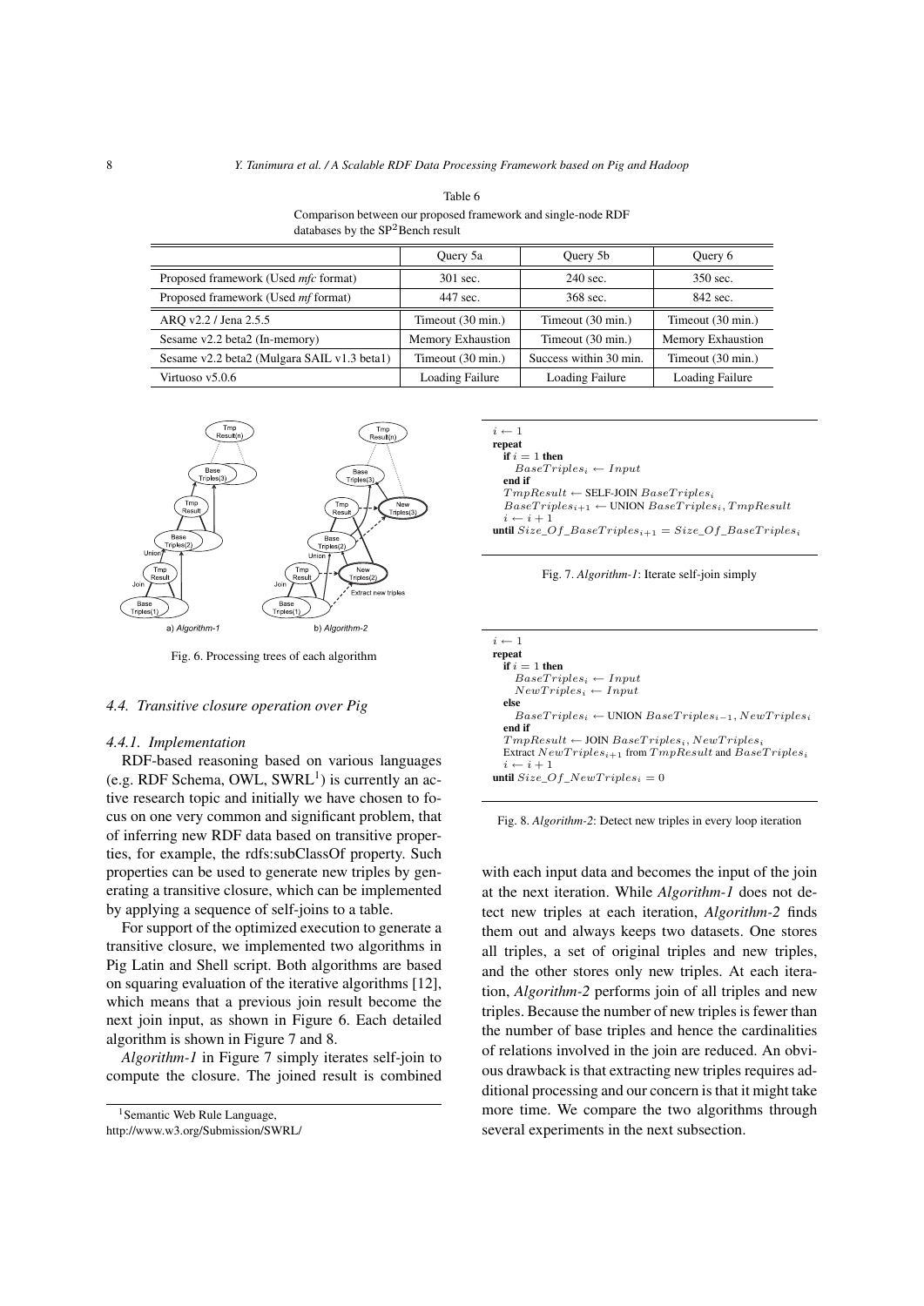Table 6

Comparison between our proposed framework and single-node RDF databases by the SP²Bench result

| | Query 5a | Query 5b | Query 6 |
|---|---|---|---|
| Proposed framework (Used *mfc* format) | 301 sec. | 240 sec. | 350 sec. |
| Proposed framework (Used *mf* format) | 447 sec. | 368 sec. | 842 sec. |
| ARQ v2.2 / Jena 2.5.5 | Timeout (30 min.) | Timeout (30 min.) | Timeout (30 min.) |
| Sesame v2.2 beta2 (In-memory) | Memory Exhaustion | Timeout (30 min.) | Memory Exhaustion |
| Sesame v2.2 beta2 (Mulgara SAIL v1.3 beta1) | Timeout (30 min.) | Success within 30 min. | Timeout (30 min.) |
| Virtuoso v5.0.6 | Loading Failure | Loading Failure | Loading Failure |

Fig. 6. Processing trees of each algorithm

```
i ← 1
repeat
  if i = 1 then
    BaseTriples_i ← Input
  end if
  TmpResult ← SELF-JOIN BaseTriples_i
  BaseTriples_{i+1} ← UNION BaseTriples_i, TmpResult
  i ← i + 1
until Size_Of_BaseTriples_{i+1} = Size_Of_BaseTriples_i
```

Fig. 7. *Algorithm-1*: Iterate self-join simply

```
i ← 1
repeat
  if i = 1 then
    BaseTriples_i ← Input
    NewTriples_i ← Input
  else
    BaseTriples_i ← UNION BaseTriples_{i-1}, NewTriples_i
  end if
  TmpResult ← JOIN BaseTriples_i, NewTriples_i
  Extract NewTriples_{i+1} from TmpResult and BaseTriples_i
  i ← i + 1
until Size_Of_NewTriples_i = 0
```

Fig. 8. *Algorithm-2*: Detect new triples in every loop iteration

### 4.4. Transitive closure operation over Pig

#### 4.4.1. Implementation

RDF-based reasoning based on various languages (e.g. RDF Schema, OWL, SWRL[1]) is currently an active research topic and initially we have chosen to focus on one very common and significant problem, that of inferring new RDF data based on transitive properties, for example, the rdfs:subClassOf property. Such properties can be used to generate new triples by generating a transitive closure, which can be implemented by applying a sequence of self-joins to a table.

For support of the optimized execution to generate a transitive closure, we implemented two algorithms in Pig Latin and Shell script. Both algorithms are based on squaring evaluation of the iterative algorithms [12], which means that a previous join result become the next join input, as shown in Figure 6. Each detailed algorithm is shown in Figure 7 and 8.

*Algorithm-1* in Figure 7 simply iterates self-join to compute the closure. The joined result is combined with each input data and becomes the input of the join at the next iteration. While *Algorithm-1* does not detect new triples at each iteration, *Algorithm-2* finds them out and always keeps two datasets. One stores all triples, a set of original triples and new triples, and the other stores only new triples. At each iteration, *Algorithm-2* performs join of all triples and new triples. Because the number of new triples is fewer than the number of base triples and hence the cardinalities of relations involved in the join are reduced. An obvious drawback is that extracting new triples requires additional processing and our concern is that it might take more time. We compare the two algorithms through several experiments in the next subsection.

[1] Semantic Web Rule Language, http://www.w3.org/Submission/SWRL/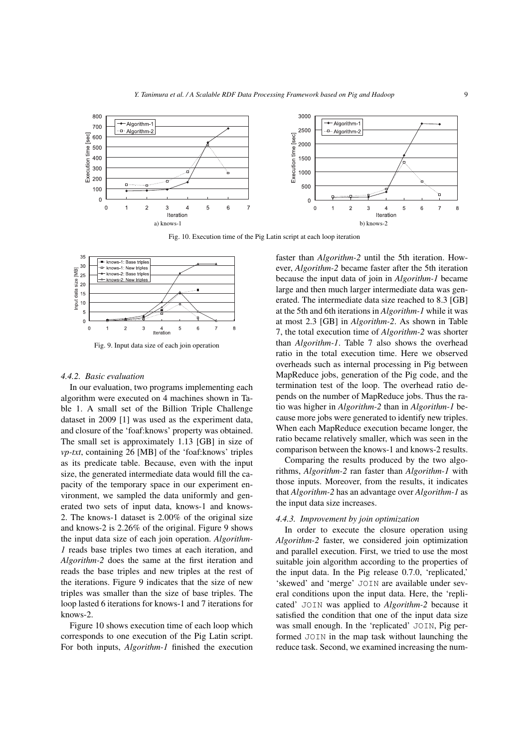Fig. 10. Execution time of the Pig Latin script at each loop iteration

Fig. 9. Input data size of each join operation

#### 4.4.2. Basic evaluation

In our evaluation, two programs implementing each algorithm were executed on 4 machines shown in Table 1. A small set of the Billion Triple Challenge dataset in 2009 [1] was used as the experiment data, and closure of the 'foaf:knows' property was obtained. The small set is approximately 1.13 [GB] in size of *vp-txt*, containing 26 [MB] of the 'foaf:knows' triples as its predicate table. Because, even with the input size, the generated intermediate data would fill the capacity of the temporary space in our experiment environment, we sampled the data uniformly and generated two sets of input data, knows-1 and knows-2. The knows-1 dataset is 2.00% of the original size and knows-2 is 2.26% of the original. Figure 9 shows the input data size of each join operation. *Algorithm-1* reads base triples two times at each iteration, and *Algorithm-2* does the same at the first iteration and reads the base triples and new triples at the rest of the iterations. Figure 9 indicates that the size of new triples was smaller than the size of base triples. The loop lasted 6 iterations for knows-1 and 7 iterations for knows-2.

Figure 10 shows execution time of each loop which corresponds to one execution of the Pig Latin script. For both inputs, *Algorithm-1* finished the execution faster than *Algorithm-2* until the 5th iteration. However, *Algorithm-2* became faster after the 5th iteration because the input data of join in *Algorithm-1* became large and then much larger intermediate data was generated. The intermediate data size reached to 8.3 [GB] at the 5th and 6th iterations in *Algorithm-1* while it was at most 2.3 [GB] in *Algorithm-2*. As shown in Table 7, the total execution time of *Algorithm-2* was shorter than *Algorithm-1*. Table 7 also shows the overhead ratio in the total execution time. Here we observed overheads such as internal processing in Pig between MapReduce jobs, generation of the Pig code, and the termination test of the loop. The overhead ratio depends on the number of MapReduce jobs. Thus the ratio was higher in *Algorithm-2* than in *Algorithm-1* because more jobs were generated to identify new triples. When each MapReduce execution became longer, the ratio became relatively smaller, which was seen in the comparison between the knows-1 and knows-2 results.

Comparing the results produced by the two algorithms, *Algorithm-2* ran faster than *Algorithm-1* with those inputs. Moreover, from the results, it indicates that *Algorithm-2* has an advantage over *Algorithm-1* as the input data size increases.

#### 4.4.3. Improvement by join optimization

In order to execute the closure operation using *Algorithm-2* faster, we considered join optimization and parallel execution. First, we tried to use the most suitable join algorithm according to the properties of the input data. In the Pig release 0.7.0, 'replicated,' 'skewed' and 'merge' `JOIN` are available under several conditions upon the input data. Here, the 'replicated' `JOIN` was applied to *Algorithm-2* because it satisfied the condition that one of the input data size was small enough. In the 'replicated' `JOIN`, Pig performed `JOIN` in the map task without launching the reduce task. Second, we examined increasing the num-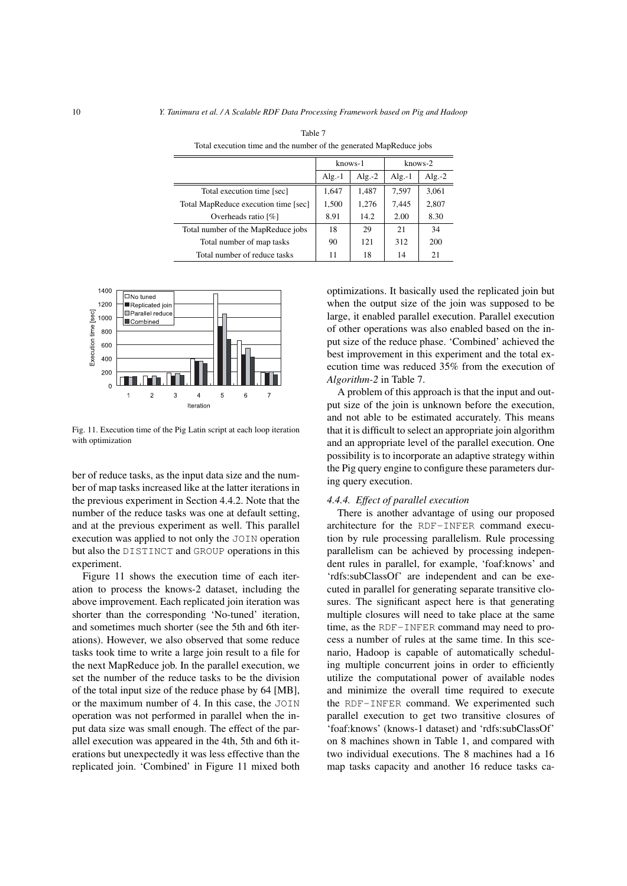Table 7

Total execution time and the number of the generated MapReduce jobs

| | knows-1 | | knows-2 | |
|---|---|---|---|---|
| | Alg.-1 | Alg.-2 | Alg.-1 | Alg.-2 |
| Total execution time [sec] | 1,647 | 1,487 | 7,597 | 3,061 |
| Total MapReduce execution time [sec] | 1,500 | 1,276 | 7,445 | 2,807 |
| Overheads ratio [%] | 8.91 | 14.2 | 2.00 | 8.30 |
| Total number of the MapReduce jobs | 18 | 29 | 21 | 34 |
| Total number of map tasks | 90 | 121 | 312 | 200 |
| Total number of reduce tasks | 11 | 18 | 14 | 21 |

Fig. 11. Execution time of the Pig Latin script at each loop iteration with optimization

ber of reduce tasks, as the input data size and the number of map tasks increased like at the latter iterations in the previous experiment in Section 4.4.2. Note that the number of the reduce tasks was one at default setting, and at the previous experiment as well. This parallel execution was applied to not only the JOIN operation but also the DISTINCT and GROUP operations in this experiment.

Figure 11 shows the execution time of each iteration to process the knows-2 dataset, including the above improvement. Each replicated join iteration was shorter than the corresponding 'No-tuned' iteration, and sometimes much shorter (see the 5th and 6th iterations). However, we also observed that some reduce tasks took time to write a large join result to a file for the next MapReduce job. In the parallel execution, we set the number of the reduce tasks to be the division of the total input size of the reduce phase by 64 [MB], or the maximum number of 4. In this case, the JOIN operation was not performed in parallel when the input data size was small enough. The effect of the parallel execution was appeared in the 4th, 5th and 6th iterations but unexpectedly it was less effective than the replicated join. 'Combined' in Figure 11 mixed both optimizations. It basically used the replicated join but when the output size of the join was supposed to be large, it enabled parallel execution. Parallel execution of other operations was also enabled based on the input size of the reduce phase. 'Combined' achieved the best improvement in this experiment and the total execution time was reduced 35% from the execution of *Algorithm-2* in Table 7.

A problem of this approach is that the input and output size of the join is unknown before the execution, and not able to be estimated accurately. This means that it is difficult to select an appropriate join algorithm and an appropriate level of the parallel execution. One possibility is to incorporate an adaptive strategy within the Pig query engine to configure these parameters during query execution.

#### *4.4.4. Effect of parallel execution*

There is another advantage of using our proposed architecture for the RDF-INFER command execution by rule processing parallelism. Rule processing parallelism can be achieved by processing independent rules in parallel, for example, 'foaf:knows' and 'rdfs:subClassOf' are independent and can be executed in parallel for generating separate transitive closures. The significant aspect here is that generating multiple closures will need to take place at the same time, as the RDF-INFER command may need to process a number of rules at the same time. In this scenario, Hadoop is capable of automatically scheduling multiple concurrent joins in order to efficiently utilize the computational power of available nodes and minimize the overall time required to execute the RDF-INFER command. We experimented such parallel execution to get two transitive closures of 'foaf:knows' (knows-1 dataset) and 'rdfs:subClassOf' on 8 machines shown in Table 1, and compared with two individual executions. The 8 machines had a 16 map tasks capacity and another 16 reduce tasks ca-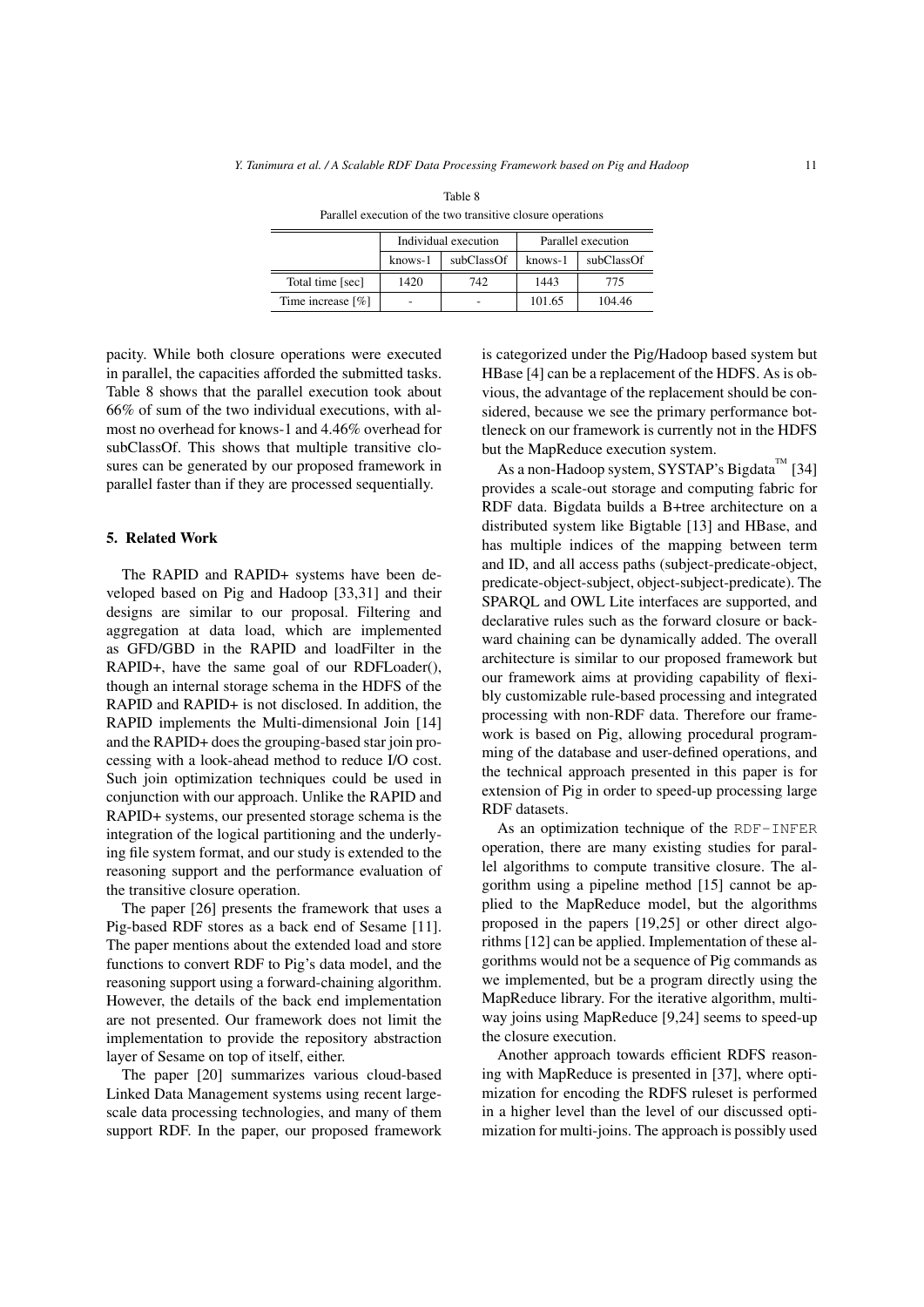Table 8

Parallel execution of the two transitive closure operations

| | Individual execution | | Parallel execution | |
|---|---|---|---|---|
| | knows-1 | subClassOf | knows-1 | subClassOf |
| Total time [sec] | 1420 | 742 | 1443 | 775 |
| Time increase [%] | - | - | 101.65 | 104.46 |

pacity. While both closure operations were executed in parallel, the capacities afforded the submitted tasks. Table 8 shows that the parallel execution took about 66% of sum of the two individual executions, with almost no overhead for knows-1 and 4.46% overhead for subClassOf. This shows that multiple transitive closures can be generated by our proposed framework in parallel faster than if they are processed sequentially.

## 5. Related Work

The RAPID and RAPID+ systems have been developed based on Pig and Hadoop [33,31] and their designs are similar to our proposal. Filtering and aggregation at data load, which are implemented as GFD/GBD in the RAPID and loadFilter in the RAPID+, have the same goal of our RDFLoader(), though an internal storage schema in the HDFS of the RAPID and RAPID+ is not disclosed. In addition, the RAPID implements the Multi-dimensional Join [14] and the RAPID+ does the grouping-based star join processing with a look-ahead method to reduce I/O cost. Such join optimization techniques could be used in conjunction with our approach. Unlike the RAPID and RAPID+ systems, our presented storage schema is the integration of the logical partitioning and the underlying file system format, and our study is extended to the reasoning support and the performance evaluation of the transitive closure operation.

The paper [26] presents the framework that uses a Pig-based RDF stores as a back end of Sesame [11]. The paper mentions about the extended load and store functions to convert RDF to Pig's data model, and the reasoning support using a forward-chaining algorithm. However, the details of the back end implementation are not presented. Our framework does not limit the implementation to provide the repository abstraction layer of Sesame on top of itself, either.

The paper [20] summarizes various cloud-based Linked Data Management systems using recent large-scale data processing technologies, and many of them support RDF. In the paper, our proposed framework is categorized under the Pig/Hadoop based system but HBase [4] can be a replacement of the HDFS. As is obvious, the advantage of the replacement should be considered, because we see the primary performance bottleneck on our framework is currently not in the HDFS but the MapReduce execution system.

As a non-Hadoop system, SYSTAP's Bigdata™ [34] provides a scale-out storage and computing fabric for RDF data. Bigdata builds a B+tree architecture on a distributed system like Bigtable [13] and HBase, and has multiple indices of the mapping between term and ID, and all access paths (subject-predicate-object, predicate-object-subject, object-subject-predicate). The SPARQL and OWL Lite interfaces are supported, and declarative rules such as the forward closure or backward chaining can be dynamically added. The overall architecture is similar to our proposed framework but our framework aims at providing capability of flexibly customizable rule-based processing and integrated processing with non-RDF data. Therefore our framework is based on Pig, allowing procedural programming of the database and user-defined operations, and the technical approach presented in this paper is for extension of Pig in order to speed-up processing large RDF datasets.

As an optimization technique of the RDF-INFER operation, there are many existing studies for parallel algorithms to compute transitive closure. The algorithm using a pipeline method [15] cannot be applied to the MapReduce model, but the algorithms proposed in the papers [19,25] or other direct algorithms [12] can be applied. Implementation of these algorithms would not be a sequence of Pig commands as we implemented, but be a program directly using the MapReduce library. For the iterative algorithm, multi-way joins using MapReduce [9,24] seems to speed-up the closure execution.

Another approach towards efficient RDFS reasoning with MapReduce is presented in [37], where optimization for encoding the RDFS ruleset is performed in a higher level than the level of our discussed optimization for multi-joins. The approach is possibly used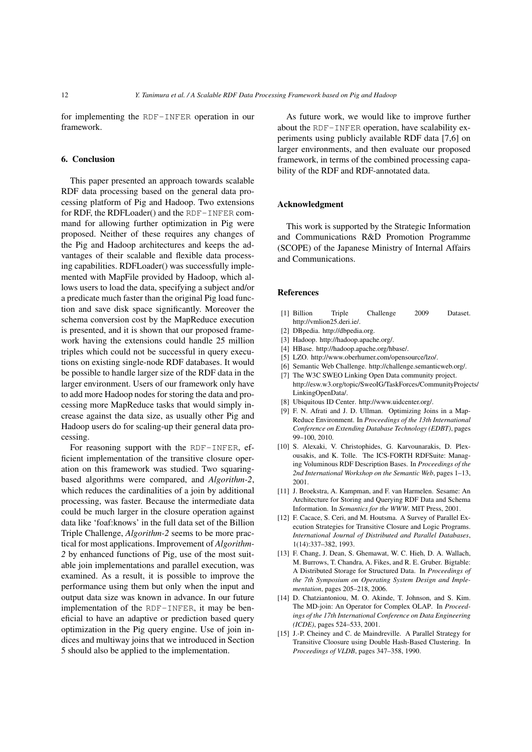for implementing the RDF-INFER operation in our framework.

## 6. Conclusion

This paper presented an approach towards scalable RDF data processing based on the general data processing platform of Pig and Hadoop. Two extensions for RDF, the RDFLoader() and the RDF-INFER command for allowing further optimization in Pig were proposed. Neither of these requires any changes of the Pig and Hadoop architectures and keeps the advantages of their scalable and flexible data processing capabilities. RDFLoader() was successfully implemented with MapFile provided by Hadoop, which allows users to load the data, specifying a subject and/or a predicate much faster than the original Pig load function and save disk space significantly. Moreover the schema conversion cost by the MapReduce execution is presented, and it is shown that our proposed framework having the extensions could handle 25 million triples which could not be successful in query executions on existing single-node RDF databases. It would be possible to handle larger size of the RDF data in the larger environment. Users of our framework only have to add more Hadoop nodes for storing the data and processing more MapReduce tasks that would simply increase against the data size, as usually other Pig and Hadoop users do for scaling-up their general data processing.

For reasoning support with the RDF-INFER, efficient implementation of the transitive closure operation on this framework was studied. Two squaring-based algorithms were compared, and *Algorithm-2*, which reduces the cardinalities of a join by additional processing, was faster. Because the intermediate data could be much larger in the closure operation against data like 'foaf:knows' in the full data set of the Billion Triple Challenge, *Algorithm-2* seems to be more practical for most applications. Improvement of *Algorithm-2* by enhanced functions of Pig, use of the most suitable join implementations and parallel execution, was examined. As a result, it is possible to improve the performance using them but only when the input and output data size was known in advance. In our future implementation of the RDF-INFER, it may be beneficial to have an adaptive or prediction based query optimization in the Pig query engine. Use of join indices and multiway joins that we introduced in Section 5 should also be applied to the implementation.

As future work, we would like to improve further about the RDF-INFER operation, have scalability experiments using publicly available RDF data [7,6] on larger environments, and then evaluate our proposed framework, in terms of the combined processing capability of the RDF and RDF-annotated data.

## Acknowledgment

This work is supported by the Strategic Information and Communications R&D Promotion Programme (SCOPE) of the Japanese Ministry of Internal Affairs and Communications.

## References

[1] Billion Triple Challenge 2009 Dataset. http://vmlion25.deri.ie/.

[2] DBpedia. http://dbpedia.org.

[3] Hadoop. http://hadoop.apache.org/.

[4] HBase. http://hadoop.apache.org/hbase/.

[5] LZO. http://www.oberhumer.com/opensource/lzo/.

[6] Semantic Web Challenge. http://challenge.semanticweb.org/.

[7] The W3C SWEO Linking Open Data community project. http://esw.w3.org/topic/SweoIG/TaskForces/CommunityProjects/LinkingOpenData/.

[8] Ubiquitous ID Center. http://www.uidcenter.org/.

[9] F. N. Afrati and J. D. Ullman. Optimizing Joins in a MapReduce Environment. In *Proceedings of the 13th International Conference on Extending Database Technology (EDBT)*, pages 99–100, 2010.

[10] S. Alexaki, V. Christophides, G. Karvounarakis, D. Plexousakis, and K. Tolle. The ICS-FORTH RDFSuite: Managing Voluminous RDF Description Bases. In *Proceedings of the 2nd International Workshop on the Semantic Web*, pages 1–13, 2001.

[11] J. Broekstra, A. Kampman, and F. van Harmelen. Sesame: An Architecture for Storing and Querying RDF Data and Schema Information. In *Semantics for the WWW*. MIT Press, 2001.

[12] F. Cacace, S. Ceri, and M. Houtsma. A Survey of Parallel Execution Strategies for Transitive Closure and Logic Programs. *International Journal of Distributed and Parallel Databases*, 1(14):337–382, 1993.

[13] F. Chang, J. Dean, S. Ghemawat, W. C. Hieh, D. A. Wallach, M. Burrows, T. Chandra, A. Fikes, and R. E. Gruber. Bigtable: A Distributed Storage for Structured Data. In *Proceedings of the 7th Symposium on Operating System Design and Implementation*, pages 205–218, 2006.

[14] D. Chatziantoniou, M. O. Akinde, T. Johnson, and S. Kim. The MD-join: An Operator for Complex OLAP. In *Proceedings of the 17th International Conference on Data Engineering (ICDE)*, pages 524–533, 2001.

[15] J.-P. Cheiney and C. de Maindreville. A Parallel Strategy for Transitive Cloosure using Double Hash-Based Clustering. In *Proceedings of VLDB*, pages 347–358, 1990.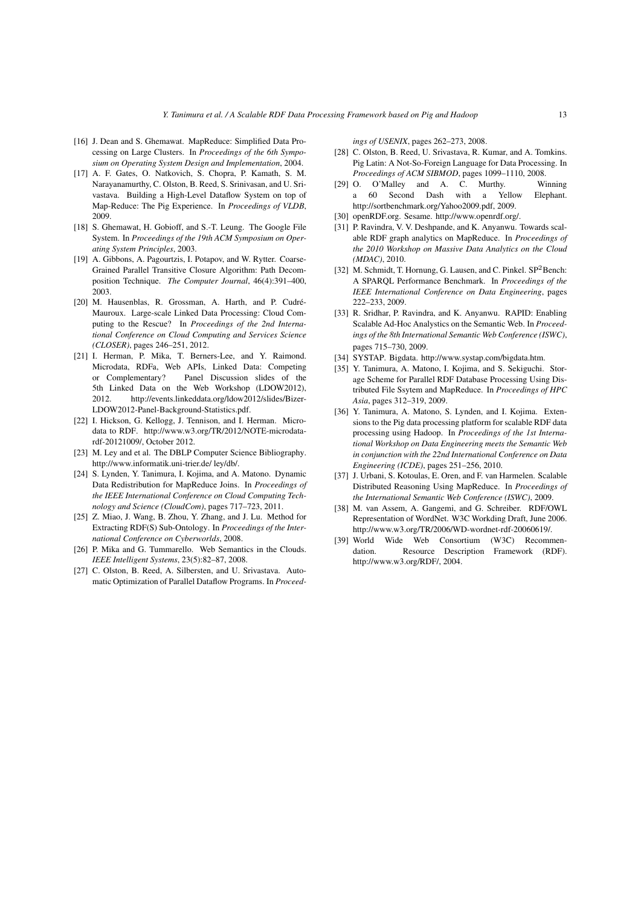[16] J. Dean and S. Ghemawat. MapReduce: Simplified Data Processing on Large Clusters. In *Proceedings of the 6th Symposium on Operating System Design and Implementation*, 2004.

[17] A. F. Gates, O. Natkovich, S. Chopra, P. Kamath, S. M. Narayanamurthy, C. Olston, B. Reed, S. Srinivasan, and U. Srivastava. Building a High-Level Dataflow System on top of Map-Reduce: The Pig Experience. In *Proceedings of VLDB*, 2009.

[18] S. Ghemawat, H. Gobioff, and S.-T. Leung. The Google File System. In *Proceedings of the 19th ACM Symposium on Operating System Principles*, 2003.

[19] A. Gibbons, A. Pagourtzis, I. Potapov, and W. Rytter. Coarse-Grained Parallel Transitive Closure Algorithm: Path Decomposition Technique. *The Computer Journal*, 46(4):391–400, 2003.

[20] M. Hausenblas, R. Grossman, A. Harth, and P. Cudré-Mauroux. Large-scale Linked Data Processing: Cloud Computing to the Rescue? In *Proceedings of the 2nd International Conference on Cloud Computing and Services Science (CLOSER)*, pages 246–251, 2012.

[21] I. Herman, P. Mika, T. Berners-Lee, and Y. Raimond. Microdata, RDFa, Web APIs, Linked Data: Competing or Complementary? Panel Discussion slides of the 5th Linked Data on the Web Workshop (LDOW2012), 2012. http://events.linkeddata.org/ldow2012/slides/Bizer-LDOW2012-Panel-Background-Statistics.pdf.

[22] I. Hickson, G. Kellogg, J. Tennison, and I. Herman. Microdata to RDF. http://www.w3.org/TR/2012/NOTE-microdata-rdf-20121009/, October 2012.

[23] M. Ley and et al. The DBLP Computer Science Bibliography. http://www.informatik.uni-trier.de/ ley/db/.

[24] S. Lynden, Y. Tanimura, I. Kojima, and A. Matono. Dynamic Data Redistribution for MapReduce Joins. In *Proceedings of the IEEE International Conference on Cloud Computing Technology and Science (CloudCom)*, pages 717–723, 2011.

[25] Z. Miao, J. Wang, B. Zhou, Y. Zhang, and J. Lu. Method for Extracting RDF(S) Sub-Ontology. In *Proceedings of the International Conference on Cyberworlds*, 2008.

[26] P. Mika and G. Tummarello. Web Semantics in the Clouds. *IEEE Intelligent Systems*, 23(5):82–87, 2008.

[27] C. Olston, B. Reed, A. Silbersten, and U. Srivastava. Automatic Optimization of Parallel Dataflow Programs. In *Proceedings of USENIX*, pages 262–273, 2008.

[28] C. Olston, B. Reed, U. Srivastava, R. Kumar, and A. Tomkins. Pig Latin: A Not-So-Foreign Language for Data Processing. In *Proceedings of ACM SIBMOD*, pages 1099–1110, 2008.

[29] O. O'Malley and A. C. Murthy. Winning a 60 Second Dash with a Yellow Elephant. http://sortbenchmark.org/Yahoo2009.pdf, 2009.

[30] openRDF.org. Sesame. http://www.openrdf.org/.

[31] P. Ravindra, V. V. Deshpande, and K. Anyanwu. Towards scalable RDF graph analytics on MapReduce. In *Proceedings of the 2010 Workshop on Massive Data Analytics on the Cloud (MDAC)*, 2010.

[32] M. Schmidt, T. Hornung, G. Lausen, and C. Pinkel. SP$^2$Bench: A SPARQL Performance Benchmark. In *Proceedings of the IEEE International Conference on Data Engineering*, pages 222–233, 2009.

[33] R. Sridhar, P. Ravindra, and K. Anyanwu. RAPID: Enabling Scalable Ad-Hoc Analystics on the Semantic Web. In *Proceedings of the 8th International Semantic Web Conference (ISWC)*, pages 715–730, 2009.

[34] SYSTAP. Bigdata. http://www.systap.com/bigdata.htm.

[35] Y. Tanimura, A. Matono, I. Kojima, and S. Sekiguchi. Storage Scheme for Parallel RDF Database Processing Using Distributed File Ssytem and MapReduce. In *Proceedings of HPC Asia*, pages 312–319, 2009.

[36] Y. Tanimura, A. Matono, S. Lynden, and I. Kojima. Extensions to the Pig data processing platform for scalable RDF data processing using Hadoop. In *Proceedings of the 1st International Workshop on Data Engineering meets the Semantic Web in conjunction with the 22nd International Conference on Data Engineering (ICDE)*, pages 251–256, 2010.

[37] J. Urbani, S. Kotoulas, E. Oren, and F. van Harmelen. Scalable Distributed Reasoning Using MapReduce. In *Proceedings of the International Semantic Web Conference (ISWC)*, 2009.

[38] M. van Assem, A. Gangemi, and G. Schreiber. RDF/OWL Representation of WordNet. W3C Workding Draft, June 2006. http://www.w3.org/TR/2006/WD-wordnet-rdf-20060619/.

[39] World Wide Web Consortium (W3C) Recommendation. Resource Description Framework (RDF). http://www.w3.org/RDF/, 2004.